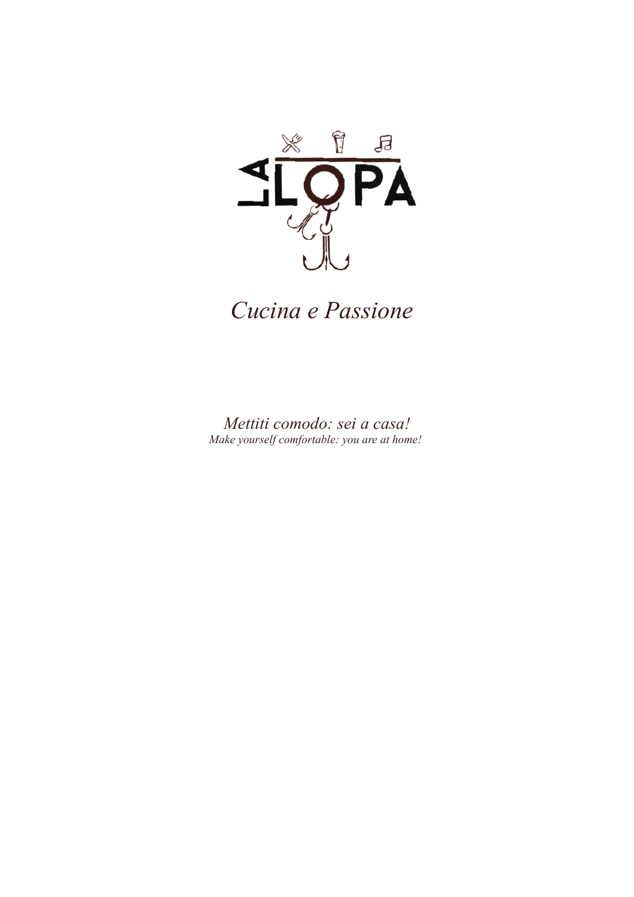# LA LOPA

*Cucina e Passione*

*Mettiti comodo: sei a casa!*

*Make yourself comfortable: you are at home!*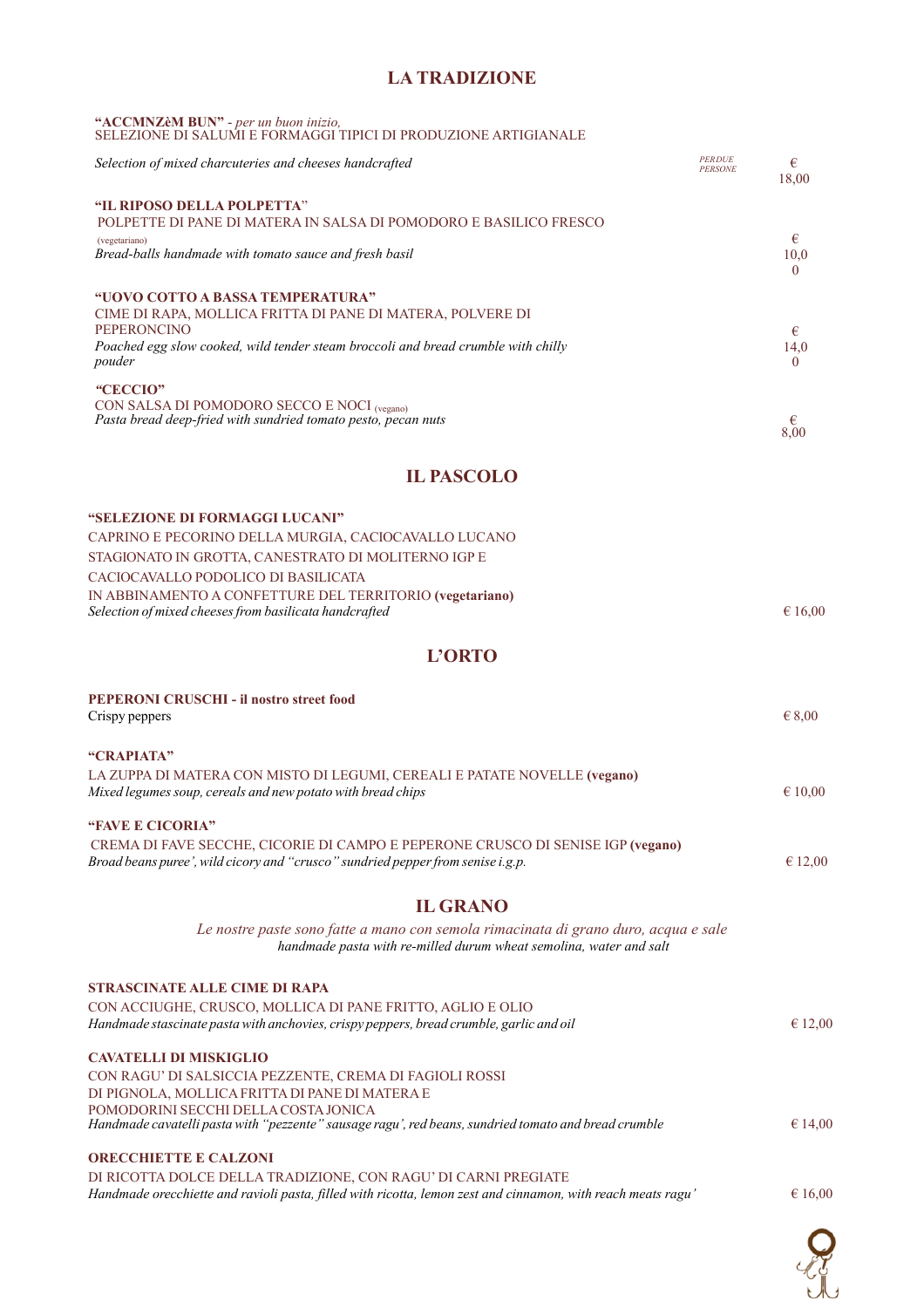## LA TRADIZIONE

**"ACCMNZèM BUN"** - *per un buon inizio,*
SELEZIONE DI SALUMI E FORMAGGI TIPICI DI PRODUZIONE ARTIGIANALE

*Selection of mixed charcuteries and cheeses handcrafted* — *PER DUE PERSONE* — € 18,00

**"IL RIPOSO DELLA POLPETTA"**
POLPETTE DI PANE DI MATERA IN SALSA DI POMODORO E BASILICO FRESCO
(vegetariano)
*Bread-balls handmade with tomato sauce and fresh basil* — € 10,00

**"UOVO COTTO A BASSA TEMPERATURA"**
CIME DI RAPA, MOLLICA FRITTA DI PANE DI MATERA, POLVERE DI PEPERONCINO
*Poached egg slow cooked, wild tender steam broccoli and bread crumble with chilly pouder* — € 14,00

**"CECCIO"**
CON SALSA DI POMODORO SECCO E NOCI (vegano)
*Pasta bread deep-fried with sundried tomato pesto, pecan nuts* — € 8,00

## IL PASCOLO

**"SELEZIONE DI FORMAGGI LUCANI"**
CAPRINO E PECORINO DELLA MURGIA, CACIOCAVALLO LUCANO
STAGIONATO IN GROTTA, CANESTRATO DI MOLITERNO IGP E
CACIOCAVALLO PODOLICO DI BASILICATA
IN ABBINAMENTO A CONFETTURE DEL TERRITORIO **(vegetariano)**
*Selection of mixed cheeses from basilicata handcrafted* — € 16,00

## L'ORTO

**PEPERONI CRUSCHI - il nostro street food**
Crispy peppers — € 8,00

**"CRAPIATA"**
LA ZUPPA DI MATERA CON MISTO DI LEGUMI, CEREALI E PATATE NOVELLE **(vegano)**
*Mixed legumes soup, cereals and new potato with bread chips* — € 10,00

**"FAVE E CICORIA"**
CREMA DI FAVE SECCHE, CICORIE DI CAMPO E PEPERONE CRUSCO DI SENISE IGP **(vegano)**
*Broad beans puree', wild cicory and "crusco" sundried pepper from senise i.g.p.* — € 12,00

## IL GRANO

*Le nostre paste sono fatte a mano con semola rimacinata di grano duro, acqua e sale*
*handmade pasta with re-milled durum wheat semolina, water and salt*

**STRASCINATE ALLE CIME DI RAPA**
CON ACCIUGHE, CRUSCO, MOLLICA DI PANE FRITTO, AGLIO E OLIO
*Handmade stascinate pasta with anchovies, crispy peppers, bread crumble, garlic and oil* — € 12,00

**CAVATELLI DI MISKIGLIO**
CON RAGU' DI SALSICCIA PEZZENTE, CREMA DI FAGIOLI ROSSI
DI PIGNOLA, MOLLICA FRITTA DI PANE DI MATERA E
POMODORINI SECCHI DELLA COSTA JONICA
*Handmade cavatelli pasta with "pezzente" sausage ragu', red beans, sundried tomato and bread crumble* — € 14,00

**ORECCHIETTE E CALZONI**
DI RICOTTA DOLCE DELLA TRADIZIONE, CON RAGU' DI CARNI PREGIATE
*Handmade orecchiette and ravioli pasta, filled with ricotta, lemon zest and cinnamon, with reach meats ragu'* — € 16,00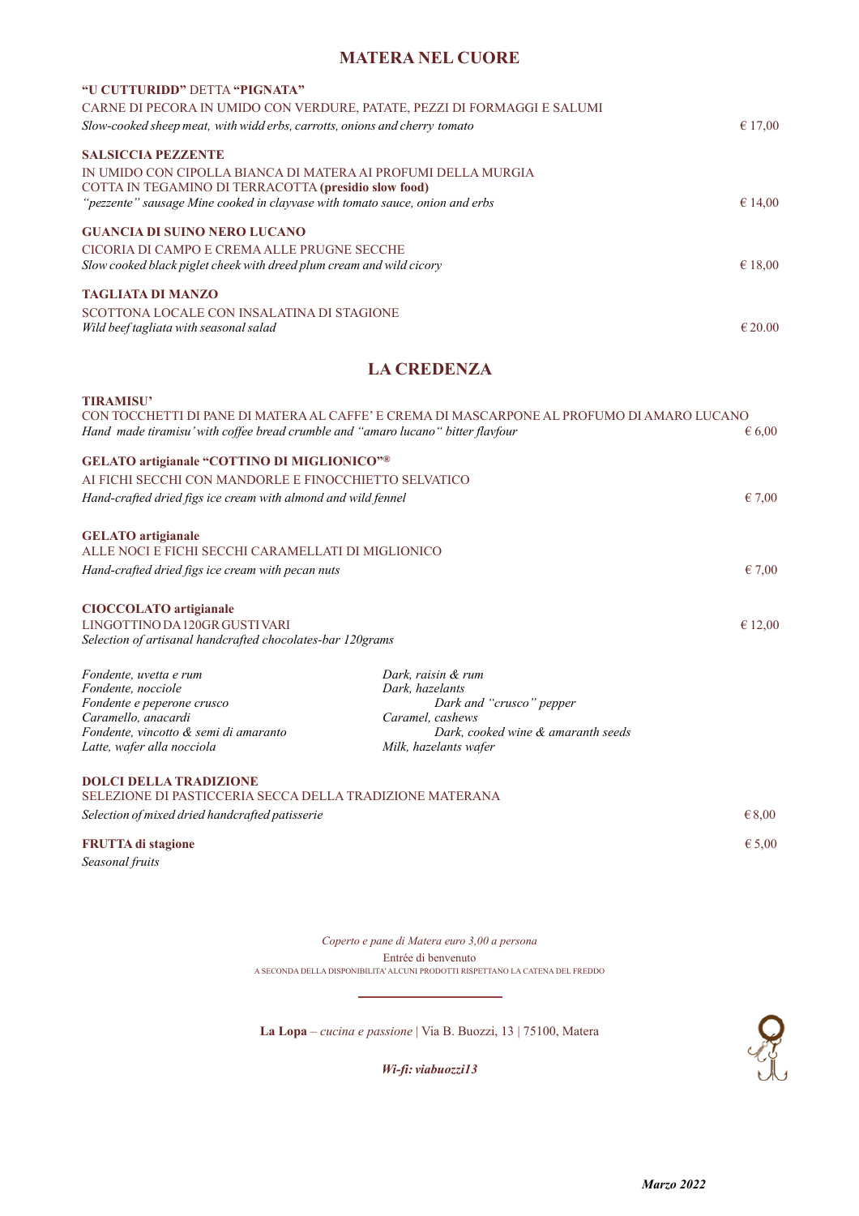## MATERA NEL CUORE

**"U CUTTURIDD"** DETTA **"PIGNATA"**
CARNE DI PECORA IN UMIDO CON VERDURE, PATATE, PEZZI DI FORMAGGI E SALUMI
*Slow-cooked sheep meat, with widd erbs, carrotts, onions and cherry tomato* € 17,00

**SALSICCIA PEZZENTE**
IN UMIDO CON CIPOLLA BIANCA DI MATERA AI PROFUMI DELLA MURGIA
COTTA IN TEGAMINO DI TERRACOTTA **(presidio slow food)**
*"pezzente" sausage Mine cooked in clayvase with tomato sauce, onion and erbs* € 14,00

**GUANCIA DI SUINO NERO LUCANO**
CICORIA DI CAMPO E CREMA ALLE PRUGNE SECCHE
*Slow cooked black piglet cheek with dreed plum cream and wild cicory* € 18,00

**TAGLIATA DI MANZO**
SCOTTONA LOCALE CON INSALATINA DI STAGIONE
*Wild beef tagliata with seasonal salad* € 20.00

## LA CREDENZA

**TIRAMISU'**
CON TOCCHETTI DI PANE DI MATERA AL CAFFE' E CREMA DI MASCARPONE AL PROFUMO DI AMARO LUCANO
*Hand made tiramisu' with coffee bread crumble and "amaro lucano" bitter flavfour* € 6,00

**GELATO artigianale "COTTINO DI MIGLIONICO"®**
AI FICHI SECCHI CON MANDORLE E FINOCCHIETTO SELVATICO
*Hand-crafted dried figs ice cream with almond and wild fennel* € 7,00

**GELATO artigianale**
ALLE NOCI E FICHI SECCHI CARAMELLATI DI MIGLIONICO
*Hand-crafted dried figs ice cream with pecan nuts* € 7,00

**CIOCCOLATO artigianale**
LINGOTTINO DA 120GR GUSTI VARI € 12,00
*Selection of artisanal handcrafted chocolates-bar 120grams*

| | |
|---|---|
| *Fondente, uvetta e rum* | *Dark, raisin & rum* |
| *Fondente, nocciole* | *Dark, hazelants* |
| *Fondente e peperone crusco* | *Dark and "crusco" pepper* |
| *Caramello, anacardi* | *Caramel, cashews* |
| *Fondente, vincotto & semi di amaranto* | *Dark, cooked wine & amaranth seeds* |
| *Latte, wafer alla nocciola* | *Milk, hazelants wafer* |

**DOLCI DELLA TRADIZIONE**
SELEZIONE DI PASTICCERIA SECCA DELLA TRADIZIONE MATERANA
*Selection of mixed dried handcrafted patisserie* € 8,00

**FRUTTA di stagione** € 5,00
*Seasonal fruits*

*Coperto e pane di Matera euro 3,00 a persona*
Entrée di benvenuto
A SECONDA DELLA DISPONIBILITA' ALCUNI PRODOTTI RISPETTANO LA CATENA DEL FREDDO

---

**La Lopa** – *cucina e passione* | Via B. Buozzi, 13 | 75100, Matera

***Wi-fi: viabuozzi13***

***Marzo 2022***